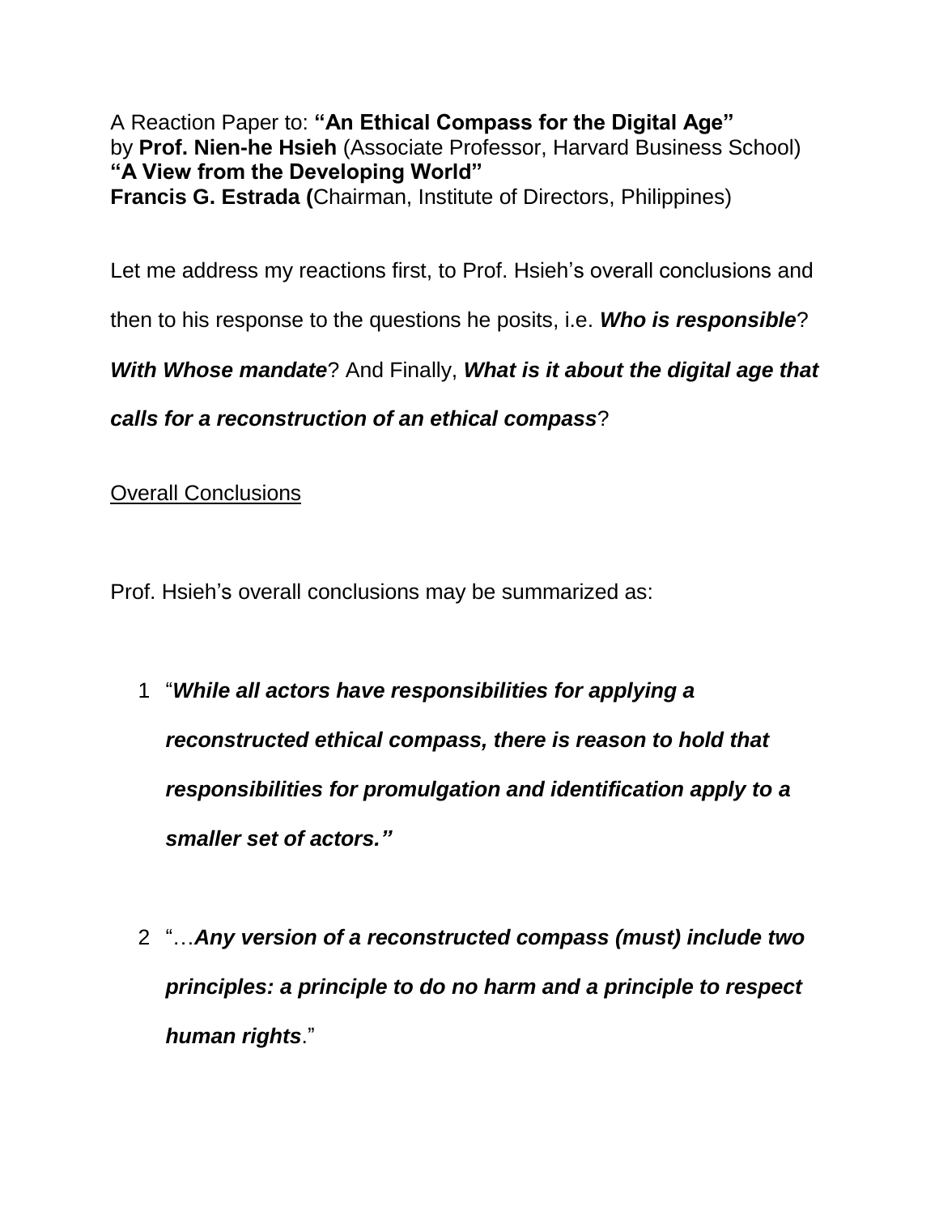A Reaction Paper to: **"An Ethical Compass for the Digital Age"**
by **Prof. Nien-he Hsieh** (Associate Professor, Harvard Business School)
**"A View from the Developing World"**
**Francis G. Estrada (**Chairman, Institute of Directors, Philippines)

Let me address my reactions first, to Prof. Hsieh's overall conclusions and then to his response to the questions he posits, i.e. ***Who is responsible***? ***With Whose mandate***? And Finally, ***What is it about the digital age that calls for a reconstruction of an ethical compass***?

<u>Overall Conclusions</u>

Prof. Hsieh's overall conclusions may be summarized as:

1. "***While all actors have responsibilities for applying a reconstructed ethical compass, there is reason to hold that responsibilities for promulgation and identification apply to a smaller set of actors."***

2. "…***Any version of a reconstructed compass (must) include two principles: a principle to do no harm and a principle to respect human rights***."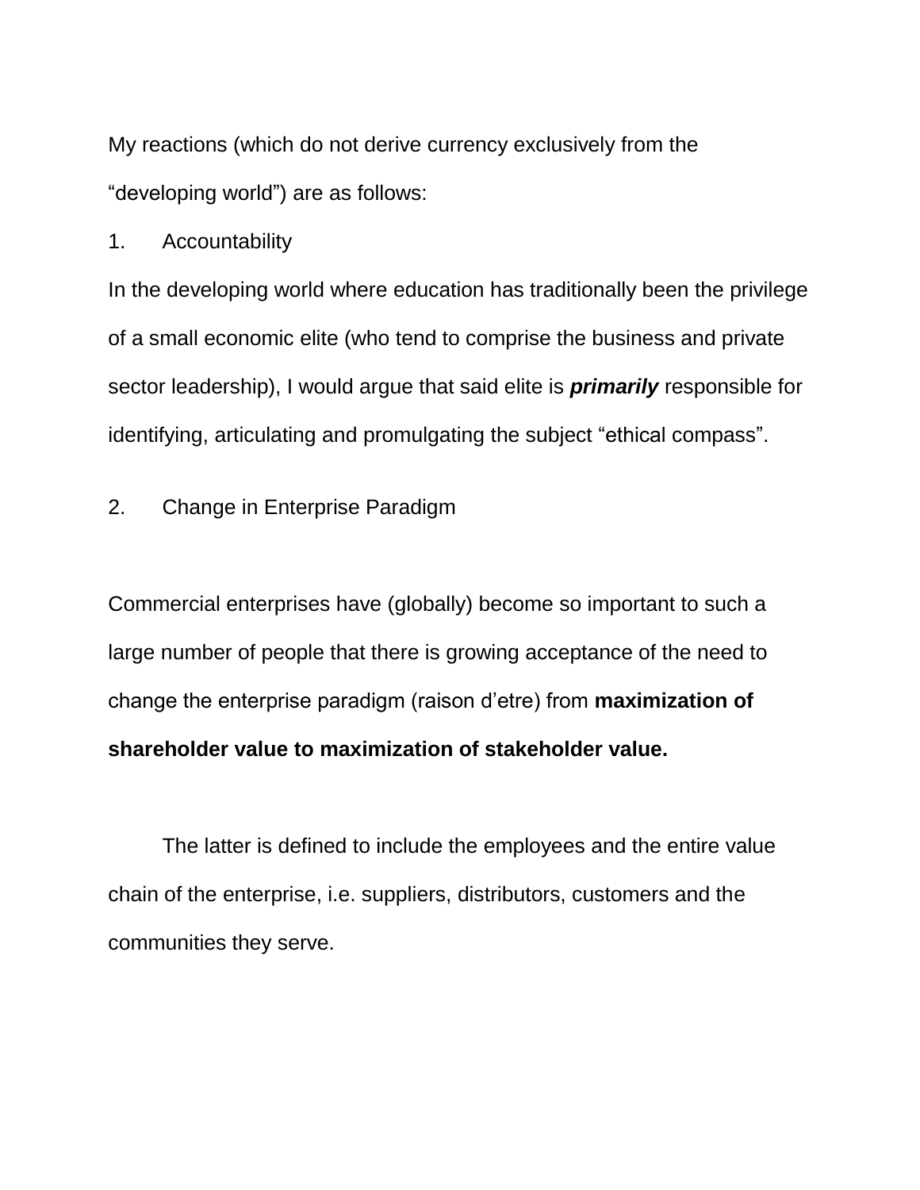My reactions (which do not derive currency exclusively from the “developing world”) are as follows:

1. Accountability

In the developing world where education has traditionally been the privilege of a small economic elite (who tend to comprise the business and private sector leadership), I would argue that said elite is ***primarily*** responsible for identifying, articulating and promulgating the subject “ethical compass”.

2. Change in Enterprise Paradigm

Commercial enterprises have (globally) become so important to such a large number of people that there is growing acceptance of the need to change the enterprise paradigm (raison d’etre) from **maximization of shareholder value to maximization of stakeholder value.**

The latter is defined to include the employees and the entire value chain of the enterprise, i.e. suppliers, distributors, customers and the communities they serve.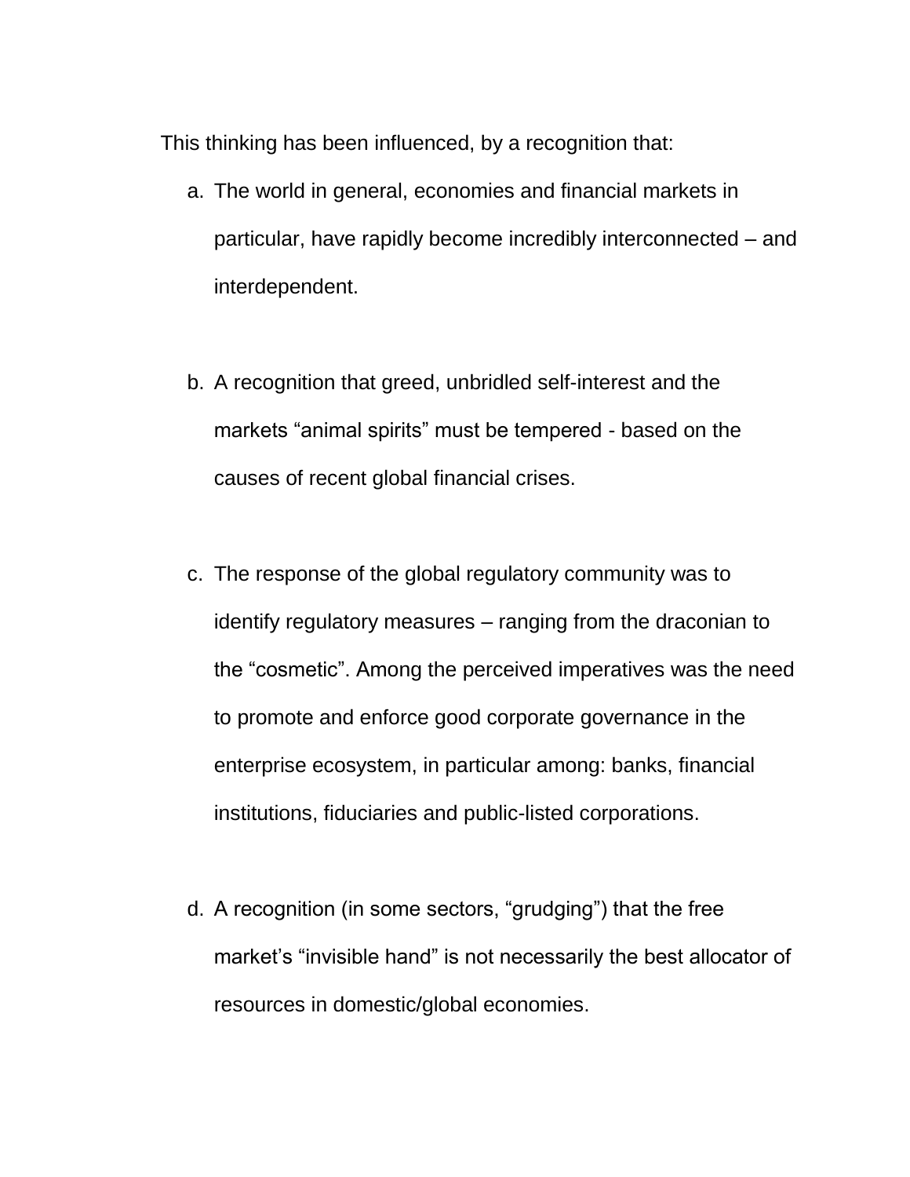This thinking has been influenced, by a recognition that:

a. The world in general, economies and financial markets in particular, have rapidly become incredibly interconnected – and interdependent.

b. A recognition that greed, unbridled self-interest and the markets “animal spirits” must be tempered - based on the causes of recent global financial crises.

c. The response of the global regulatory community was to identify regulatory measures – ranging from the draconian to the “cosmetic”. Among the perceived imperatives was the need to promote and enforce good corporate governance in the enterprise ecosystem, in particular among: banks, financial institutions, fiduciaries and public-listed corporations.

d. A recognition (in some sectors, “grudging”) that the free market’s “invisible hand” is not necessarily the best allocator of resources in domestic/global economies.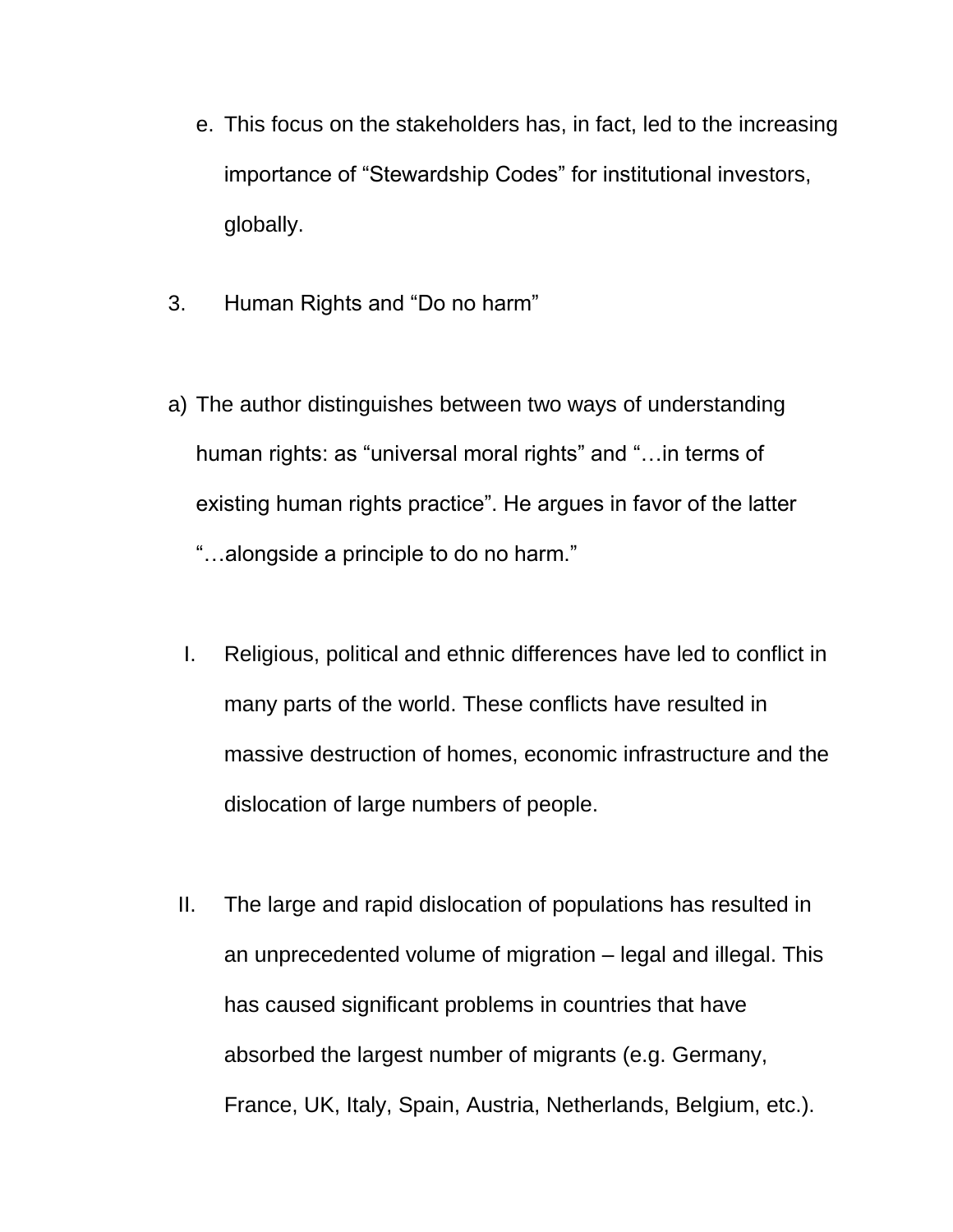e. This focus on the stakeholders has, in fact, led to the increasing importance of "Stewardship Codes" for institutional investors, globally.

3. Human Rights and "Do no harm"

a) The author distinguishes between two ways of understanding human rights: as "universal moral rights" and "…in terms of existing human rights practice". He argues in favor of the latter "…alongside a principle to do no harm."

I. Religious, political and ethnic differences have led to conflict in many parts of the world. These conflicts have resulted in massive destruction of homes, economic infrastructure and the dislocation of large numbers of people.

II. The large and rapid dislocation of populations has resulted in an unprecedented volume of migration – legal and illegal. This has caused significant problems in countries that have absorbed the largest number of migrants (e.g. Germany, France, UK, Italy, Spain, Austria, Netherlands, Belgium, etc.).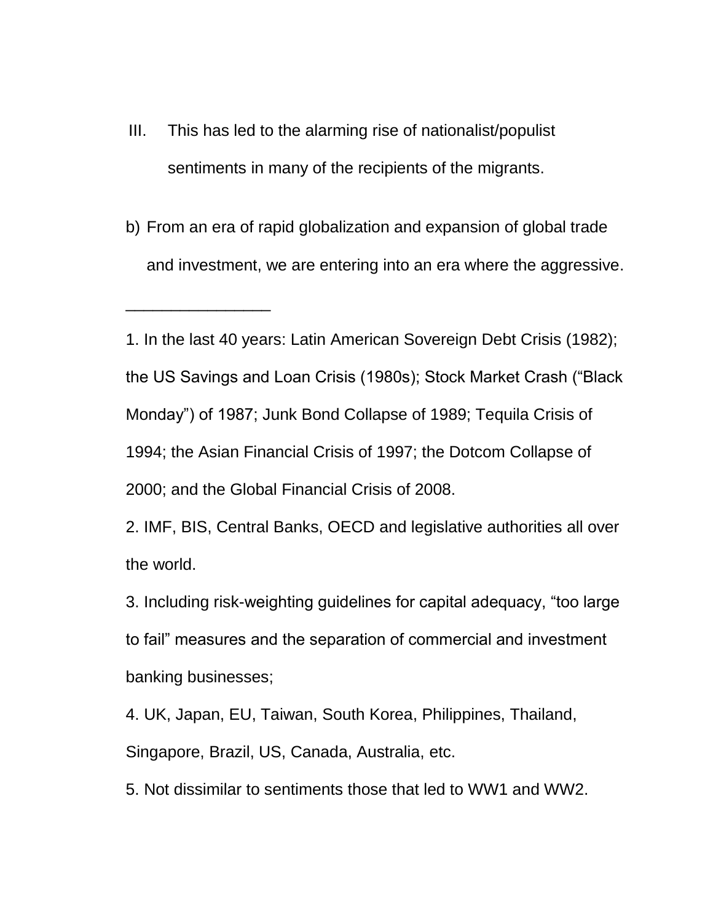III. This has led to the alarming rise of nationalist/populist sentiments in many of the recipients of the migrants.

b) From an era of rapid globalization and expansion of global trade and investment, we are entering into an era where the aggressive.

________________

1. In the last 40 years: Latin American Sovereign Debt Crisis (1982); the US Savings and Loan Crisis (1980s); Stock Market Crash ("Black Monday") of 1987; Junk Bond Collapse of 1989; Tequila Crisis of 1994; the Asian Financial Crisis of 1997; the Dotcom Collapse of 2000; and the Global Financial Crisis of 2008.

2. IMF, BIS, Central Banks, OECD and legislative authorities all over the world.

3. Including risk-weighting guidelines for capital adequacy, "too large to fail" measures and the separation of commercial and investment banking businesses;

4. UK, Japan, EU, Taiwan, South Korea, Philippines, Thailand, Singapore, Brazil, US, Canada, Australia, etc.

5. Not dissimilar to sentiments those that led to WW1 and WW2.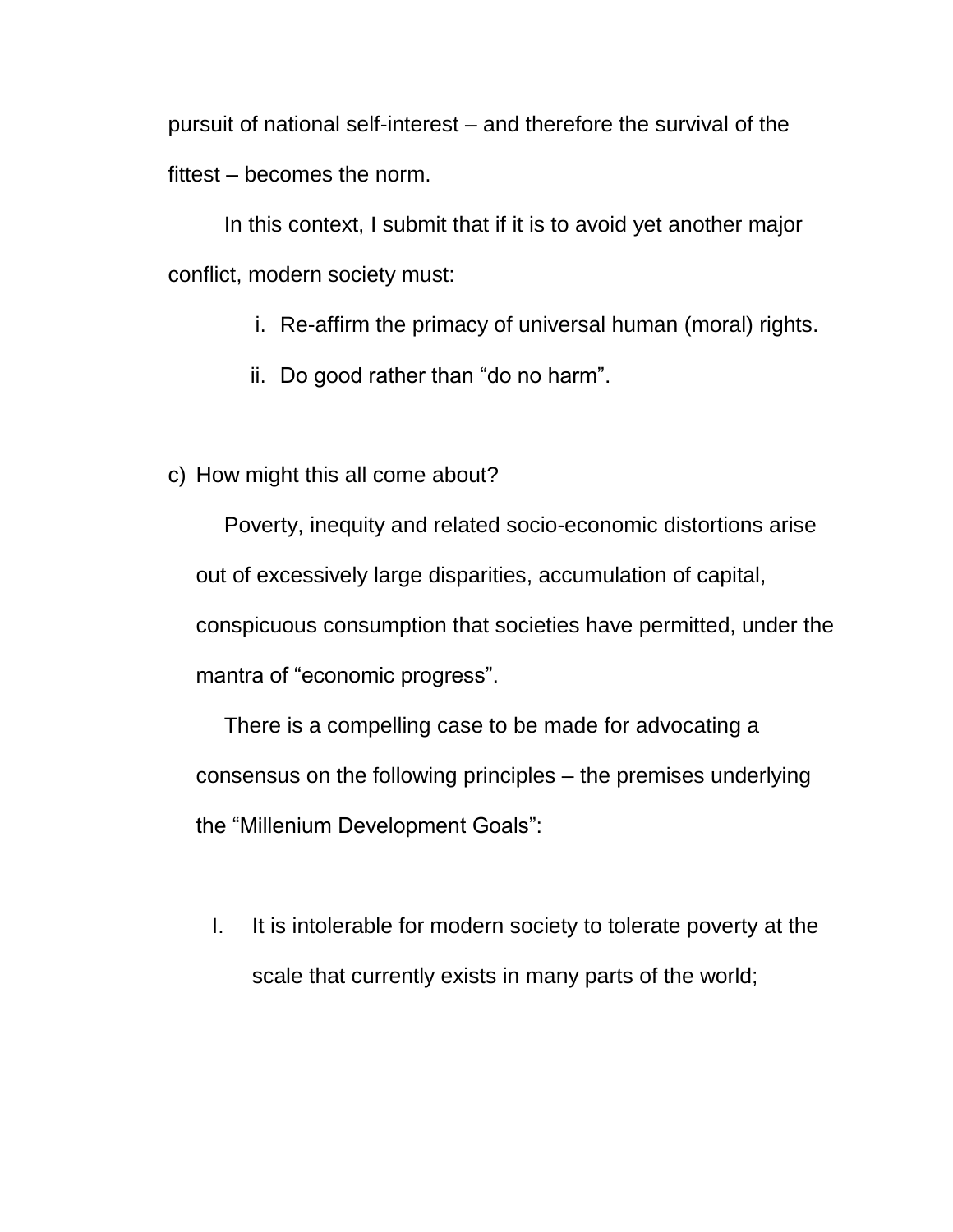pursuit of national self-interest – and therefore the survival of the fittest – becomes the norm.

In this context, I submit that if it is to avoid yet another major conflict, modern society must:

i. Re-affirm the primacy of universal human (moral) rights.
ii. Do good rather than "do no harm".

c) How might this all come about?

Poverty, inequity and related socio-economic distortions arise out of excessively large disparities, accumulation of capital, conspicuous consumption that societies have permitted, under the mantra of "economic progress".

There is a compelling case to be made for advocating a consensus on the following principles – the premises underlying the "Millenium Development Goals":

I. It is intolerable for modern society to tolerate poverty at the scale that currently exists in many parts of the world;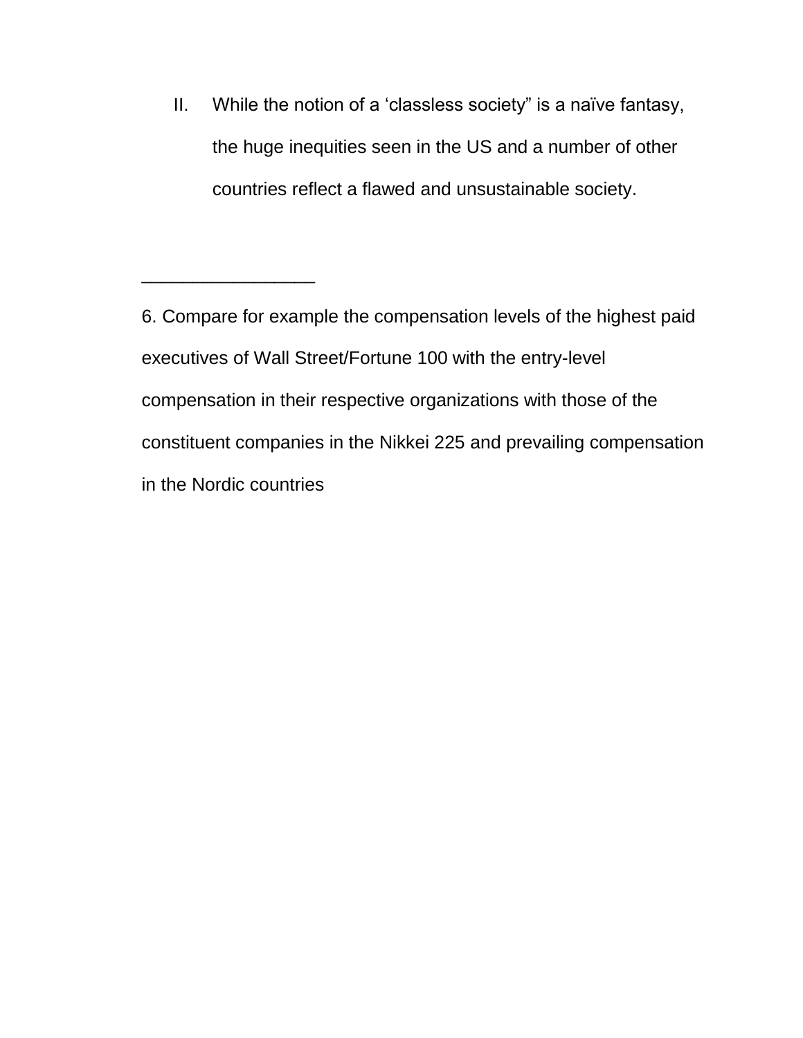II. While the notion of a 'classless society" is a naïve fantasy, the huge inequities seen in the US and a number of other countries reflect a flawed and unsustainable society.

_________________

6. Compare for example the compensation levels of the highest paid executives of Wall Street/Fortune 100 with the entry-level compensation in their respective organizations with those of the constituent companies in the Nikkei 225 and prevailing compensation in the Nordic countries